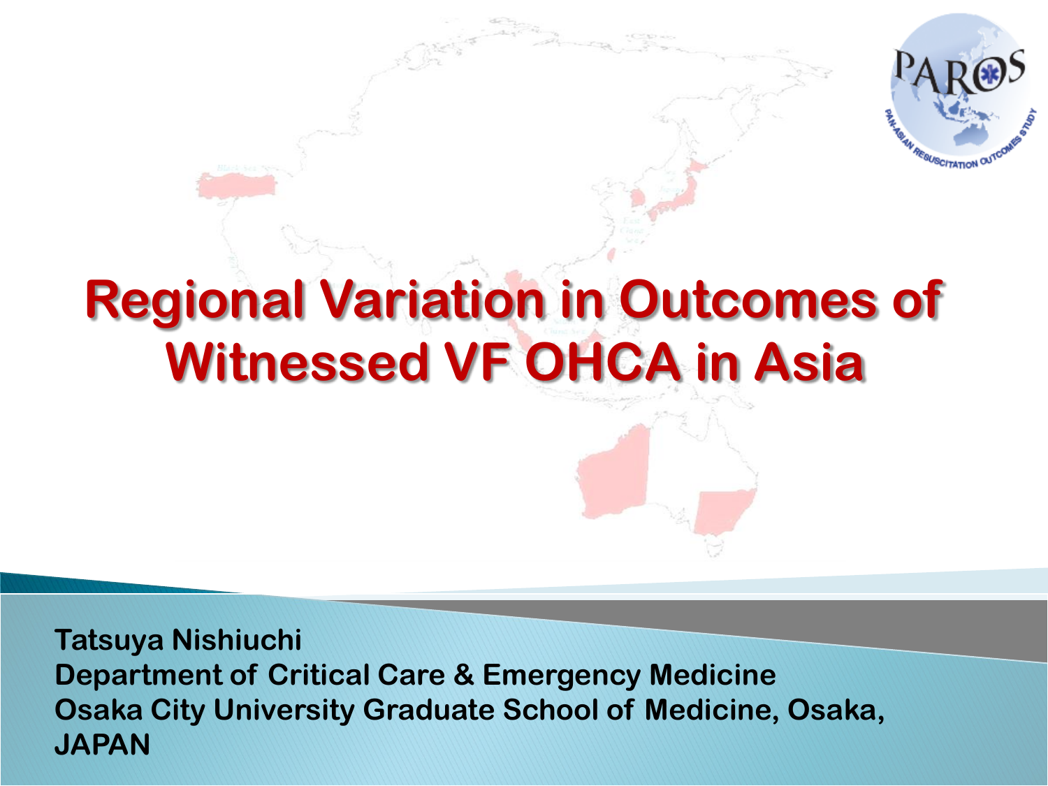# Regional Variation in Outcomes of Witnessed VF OHCA in Asia

**Tatsuya Nishiuchi**
**Department of Critical Care & Emergency Medicine**
**Osaka City University Graduate School of Medicine, Osaka, JAPAN**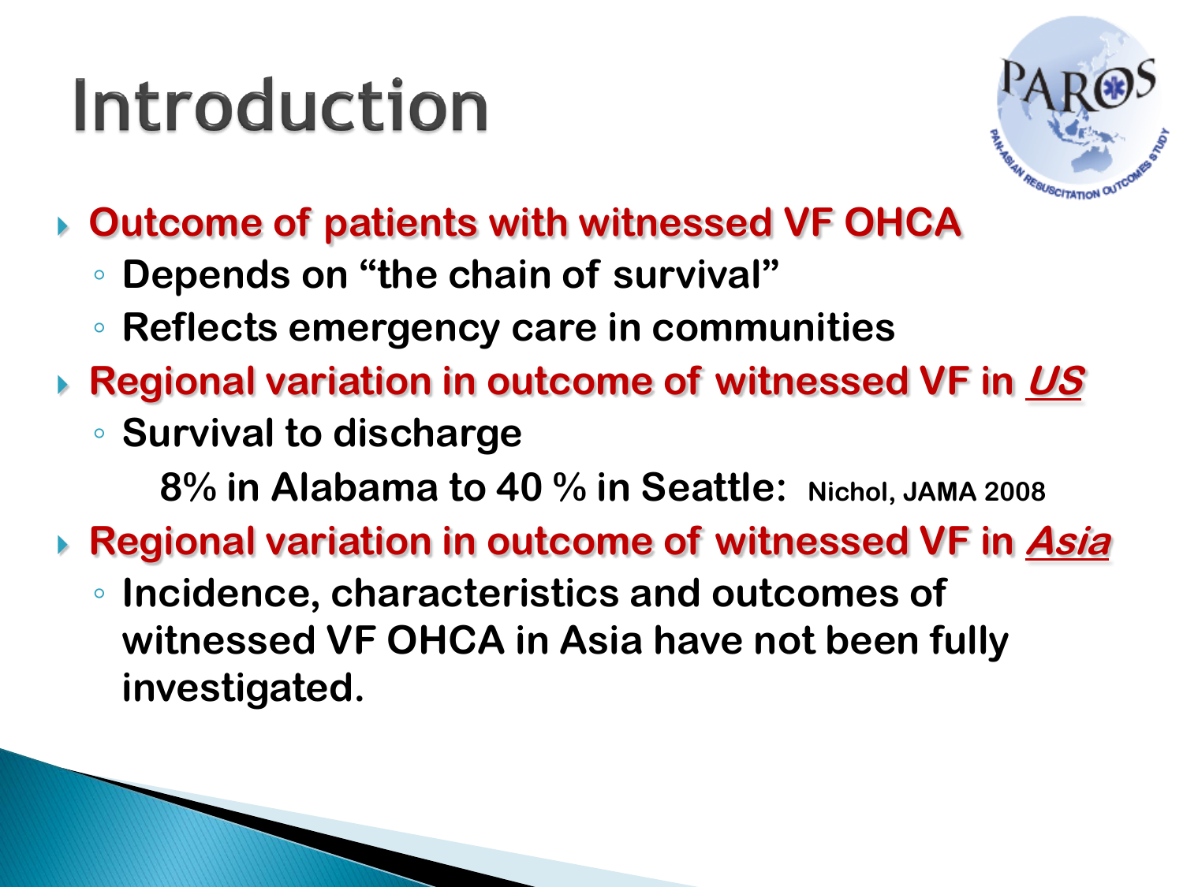# Introduction

- **Outcome of patients with witnessed VF OHCA**
  - **Depends on "the chain of survival"**
  - **Reflects emergency care in communities**
- **Regional variation in outcome of witnessed VF in *US***
  - **Survival to discharge**

    **8% in Alabama to 40 % in Seattle: Nichol, JAMA 2008**
- **Regional variation in outcome of witnessed VF in *Asia***
  - **Incidence, characteristics and outcomes of witnessed VF OHCA in Asia have not been fully investigated.**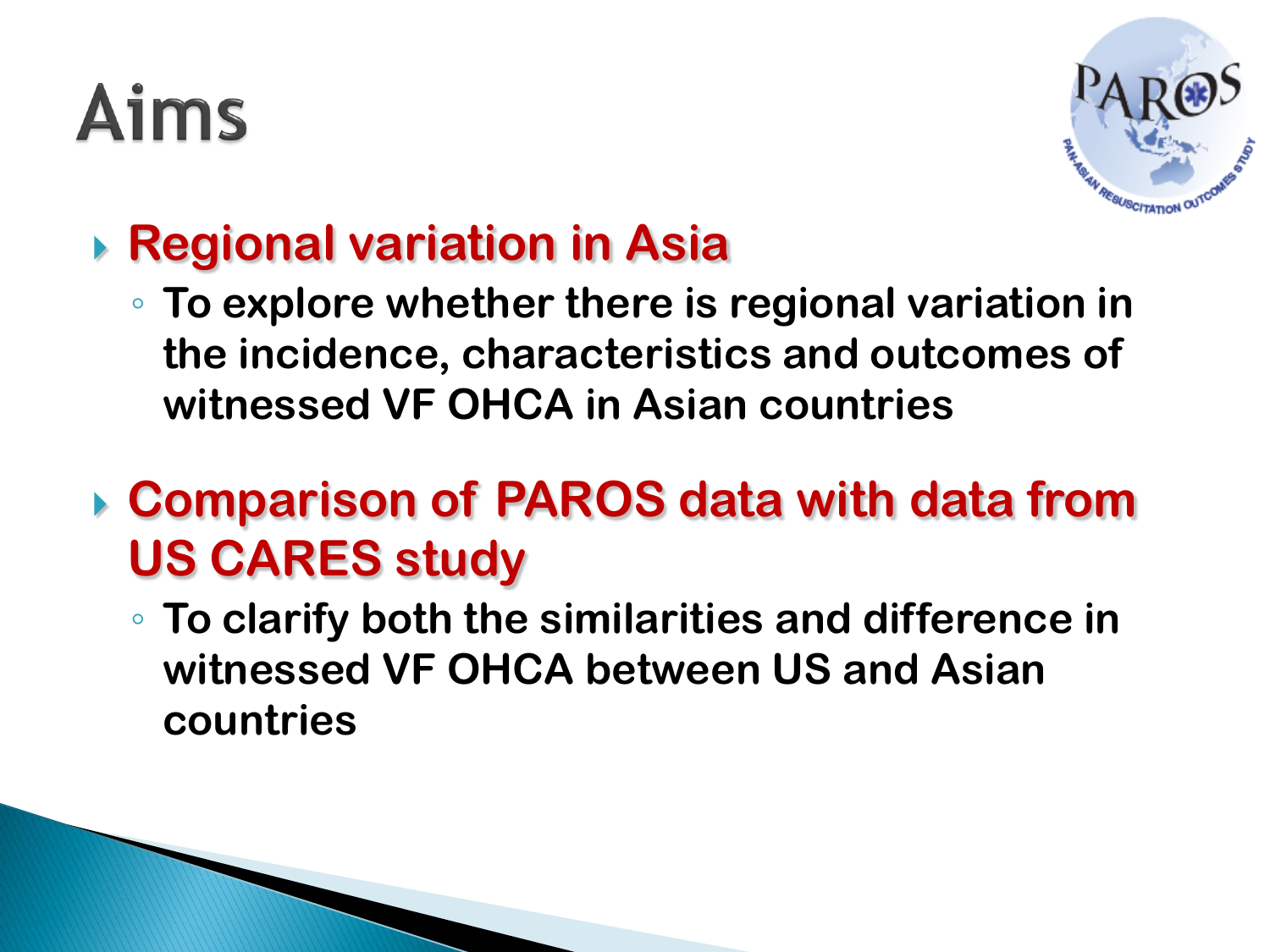# Aims

- **Regional variation in Asia**
  - To explore whether there is regional variation in the incidence, characteristics and outcomes of witnessed VF OHCA in Asian countries
- **Comparison of PAROS data with data from US CARES study**
  - To clarify both the similarities and difference in witnessed VF OHCA between US and Asian countries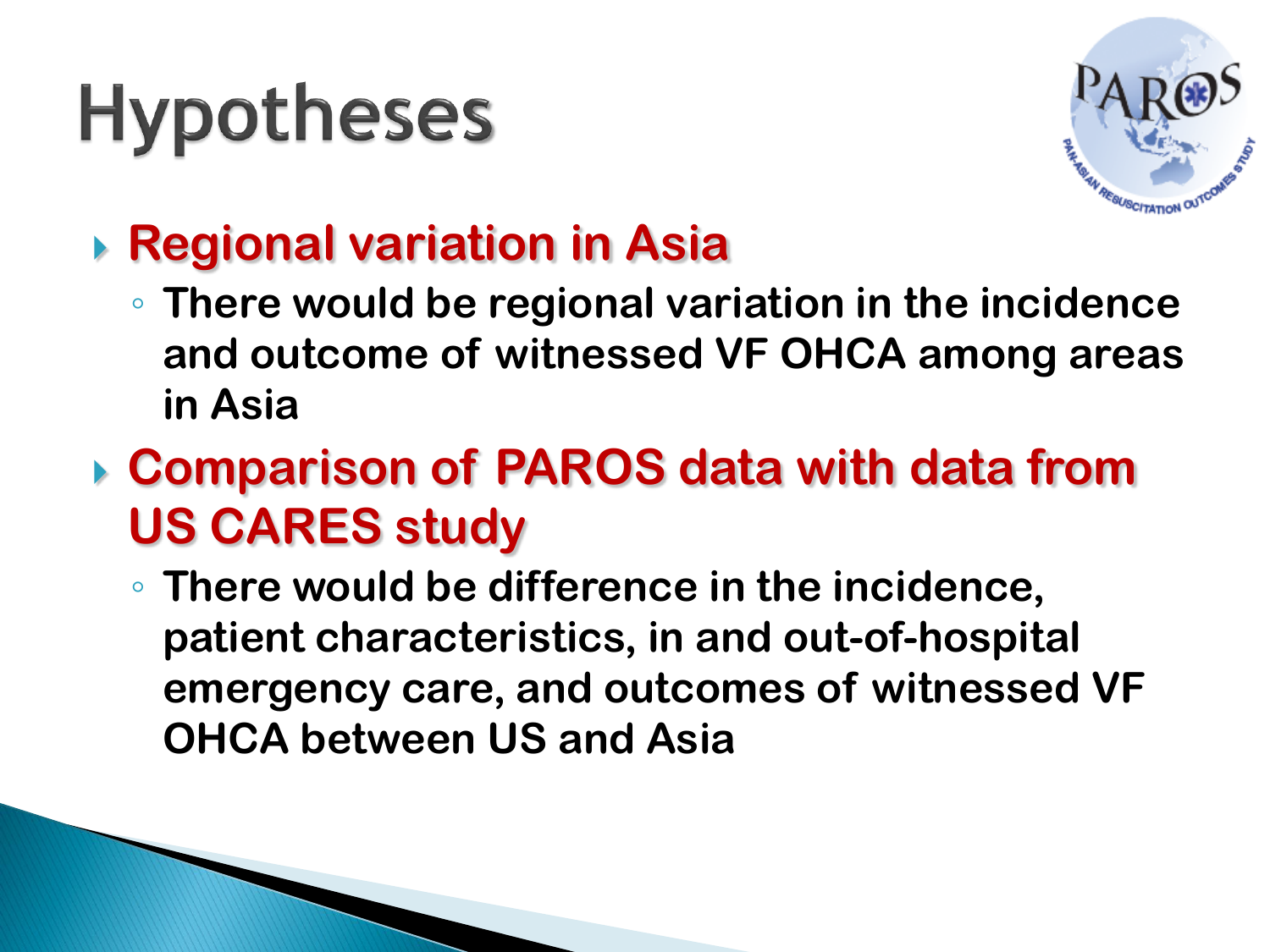# Hypotheses

- **Regional variation in Asia**
  - **There would be regional variation in the incidence and outcome of witnessed VF OHCA among areas in Asia**
- **Comparison of PAROS data with data from US CARES study**
  - **There would be difference in the incidence, patient characteristics, in and out-of-hospital emergency care, and outcomes of witnessed VF OHCA between US and Asia**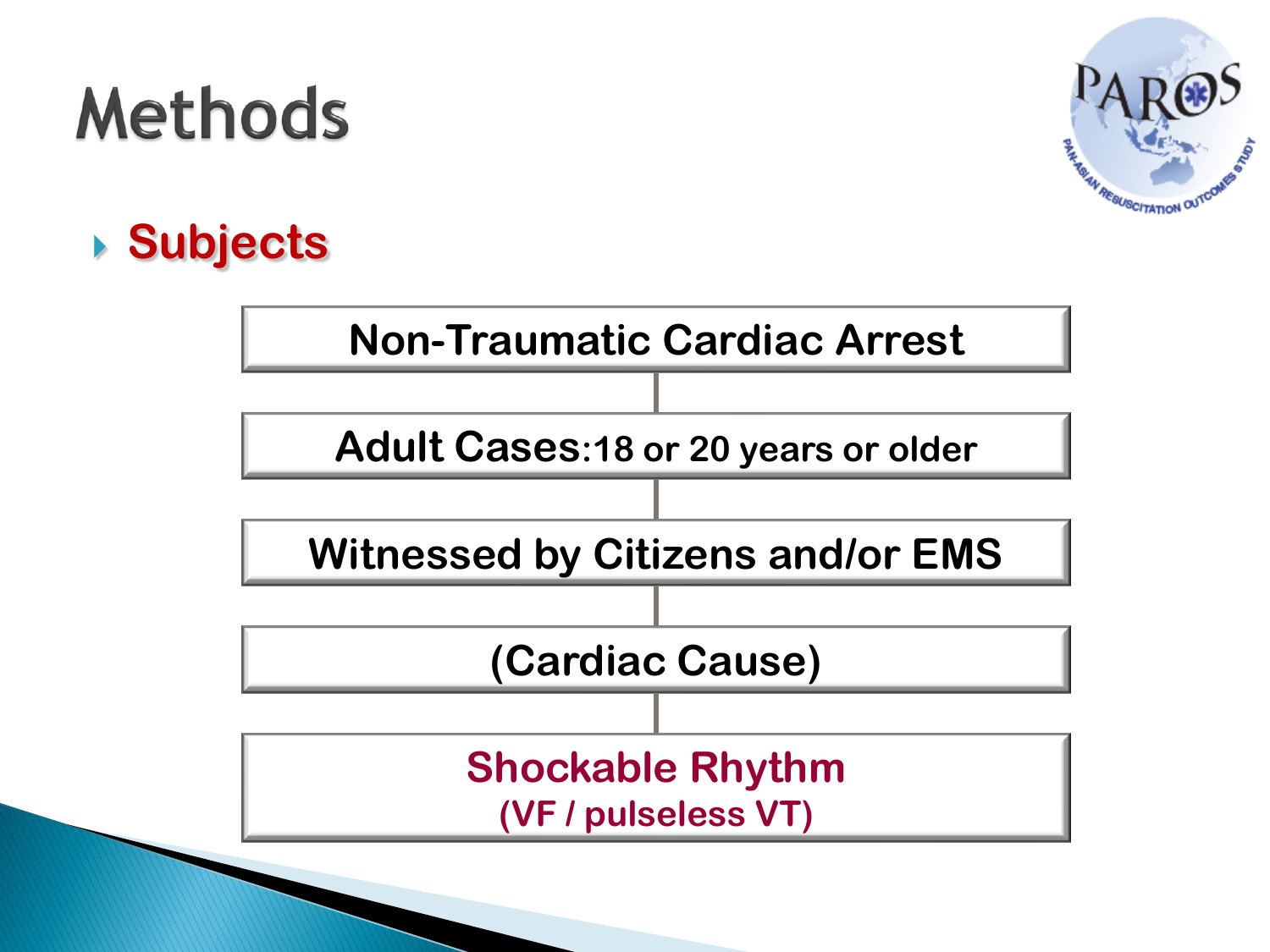# Methods

- **Subjects**

Non-Traumatic Cardiac Arrest

Adult Cases:18 or 20 years or older

Witnessed by Citizens and/or EMS

(Cardiac Cause)

Shockable Rhythm
(VF / pulseless VT)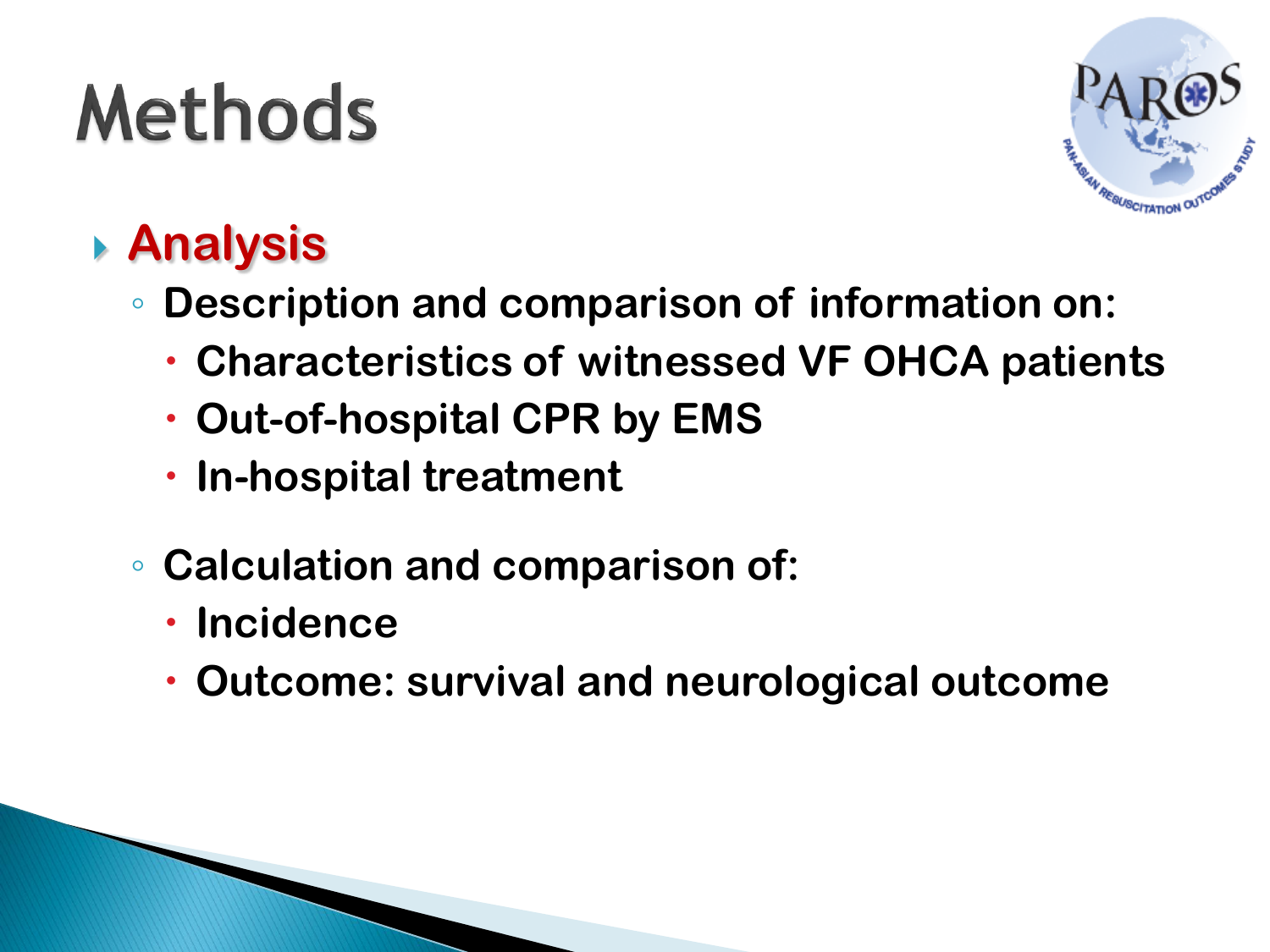# Methods

## Analysis

- Description and comparison of information on:
  - Characteristics of witnessed VF OHCA patients
  - Out-of-hospital CPR by EMS
  - In-hospital treatment

- Calculation and comparison of:
  - Incidence
  - Outcome: survival and neurological outcome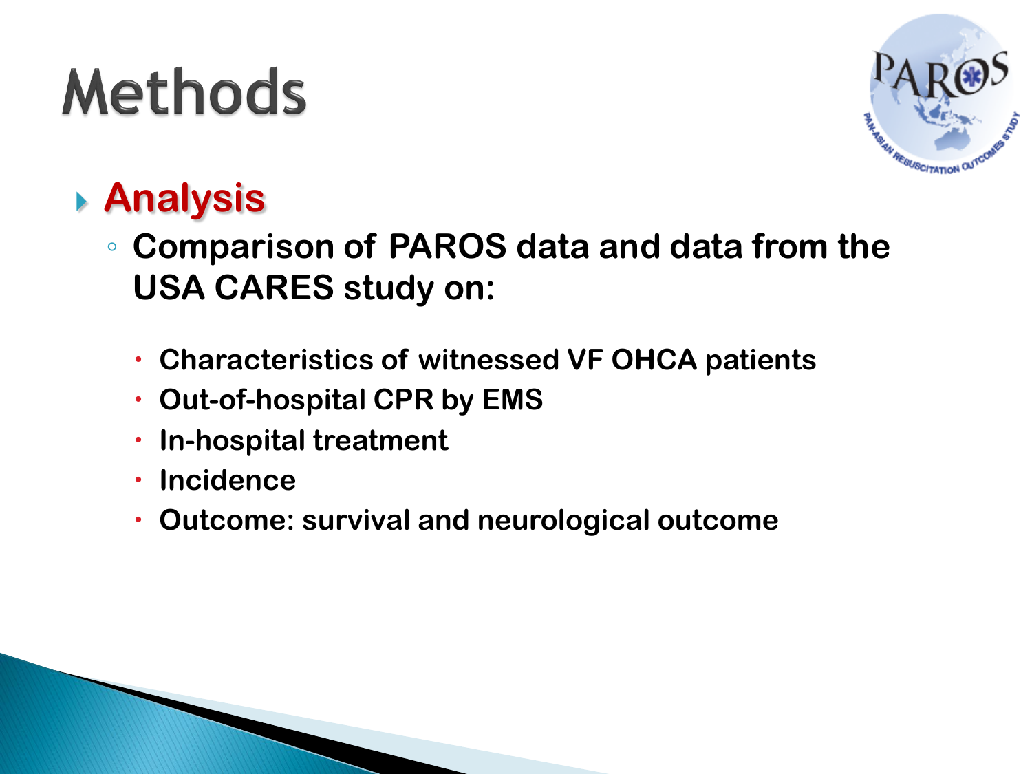# Methods

## Analysis

- Comparison of PAROS data and data from the USA CARES study on:
  - Characteristics of witnessed VF OHCA patients
  - Out-of-hospital CPR by EMS
  - In-hospital treatment
  - Incidence
  - Outcome: survival and neurological outcome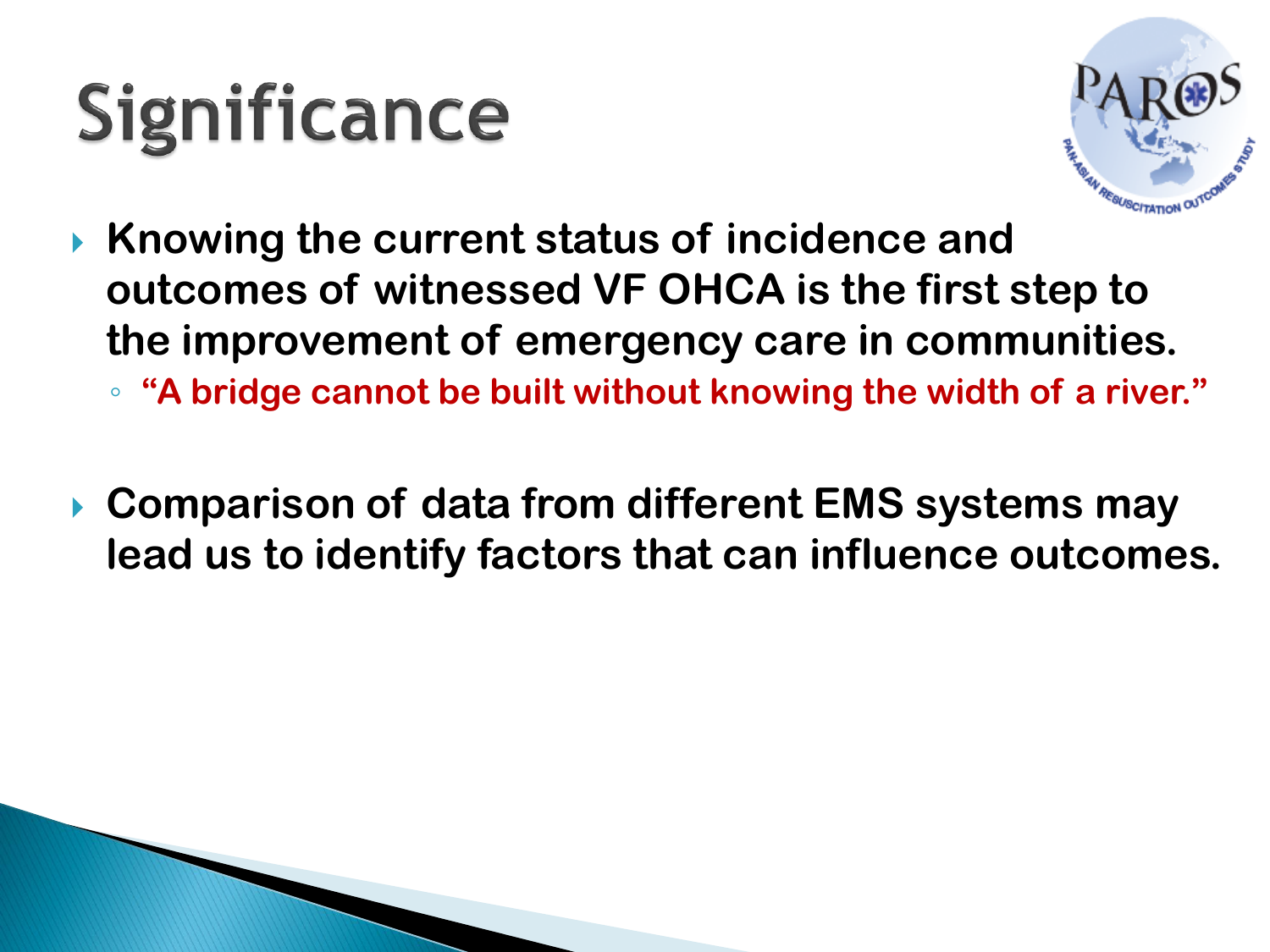# Significance

- **Knowing the current status of incidence and outcomes of witnessed VF OHCA is the first step to the improvement of emergency care in communities.**
  - **"A bridge cannot be built without knowing the width of a river."**

- **Comparison of data from different EMS systems may lead us to identify factors that can influence outcomes.**